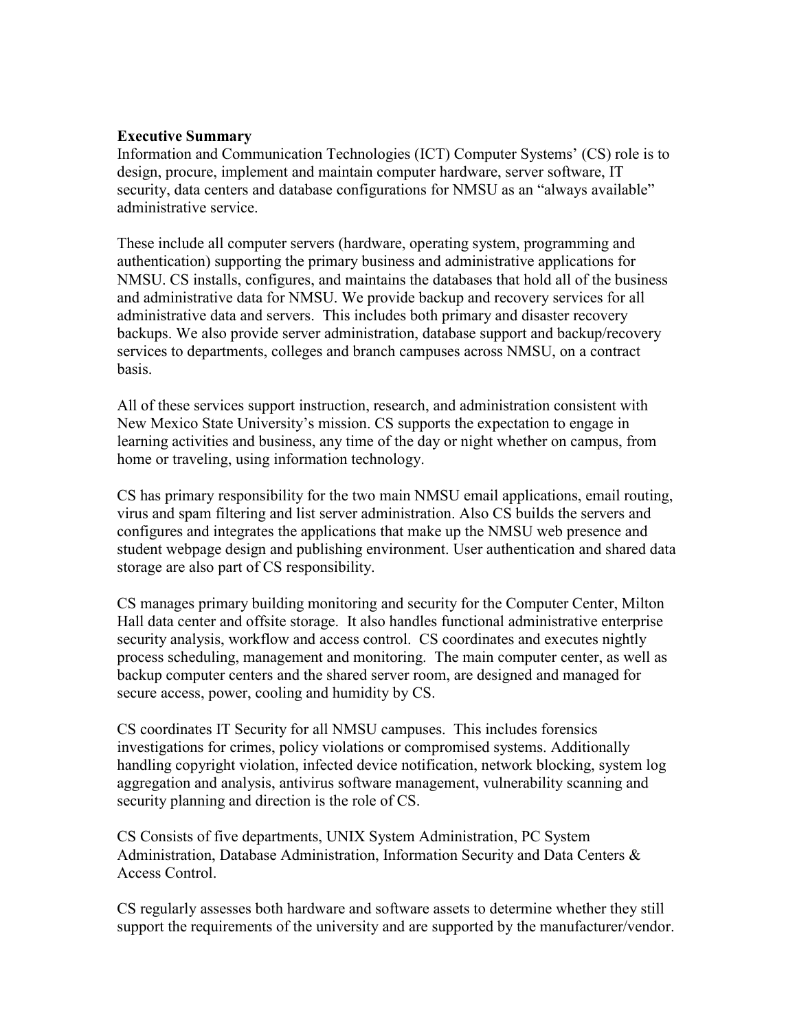**Executive Summary**

Information and Communication Technologies (ICT) Computer Systems' (CS) role is to design, procure, implement and maintain computer hardware, server software, IT security, data centers and database configurations for NMSU as an "always available" administrative service.

These include all computer servers (hardware, operating system, programming and authentication) supporting the primary business and administrative applications for NMSU. CS installs, configures, and maintains the databases that hold all of the business and administrative data for NMSU. We provide backup and recovery services for all administrative data and servers. This includes both primary and disaster recovery backups. We also provide server administration, database support and backup/recovery services to departments, colleges and branch campuses across NMSU, on a contract basis.

All of these services support instruction, research, and administration consistent with New Mexico State University's mission. CS supports the expectation to engage in learning activities and business, any time of the day or night whether on campus, from home or traveling, using information technology.

CS has primary responsibility for the two main NMSU email applications, email routing, virus and spam filtering and list server administration. Also CS builds the servers and configures and integrates the applications that make up the NMSU web presence and student webpage design and publishing environment. User authentication and shared data storage are also part of CS responsibility.

CS manages primary building monitoring and security for the Computer Center, Milton Hall data center and offsite storage. It also handles functional administrative enterprise security analysis, workflow and access control. CS coordinates and executes nightly process scheduling, management and monitoring. The main computer center, as well as backup computer centers and the shared server room, are designed and managed for secure access, power, cooling and humidity by CS.

CS coordinates IT Security for all NMSU campuses. This includes forensics investigations for crimes, policy violations or compromised systems. Additionally handling copyright violation, infected device notification, network blocking, system log aggregation and analysis, antivirus software management, vulnerability scanning and security planning and direction is the role of CS.

CS Consists of five departments, UNIX System Administration, PC System Administration, Database Administration, Information Security and Data Centers & Access Control.

CS regularly assesses both hardware and software assets to determine whether they still support the requirements of the university and are supported by the manufacturer/vendor.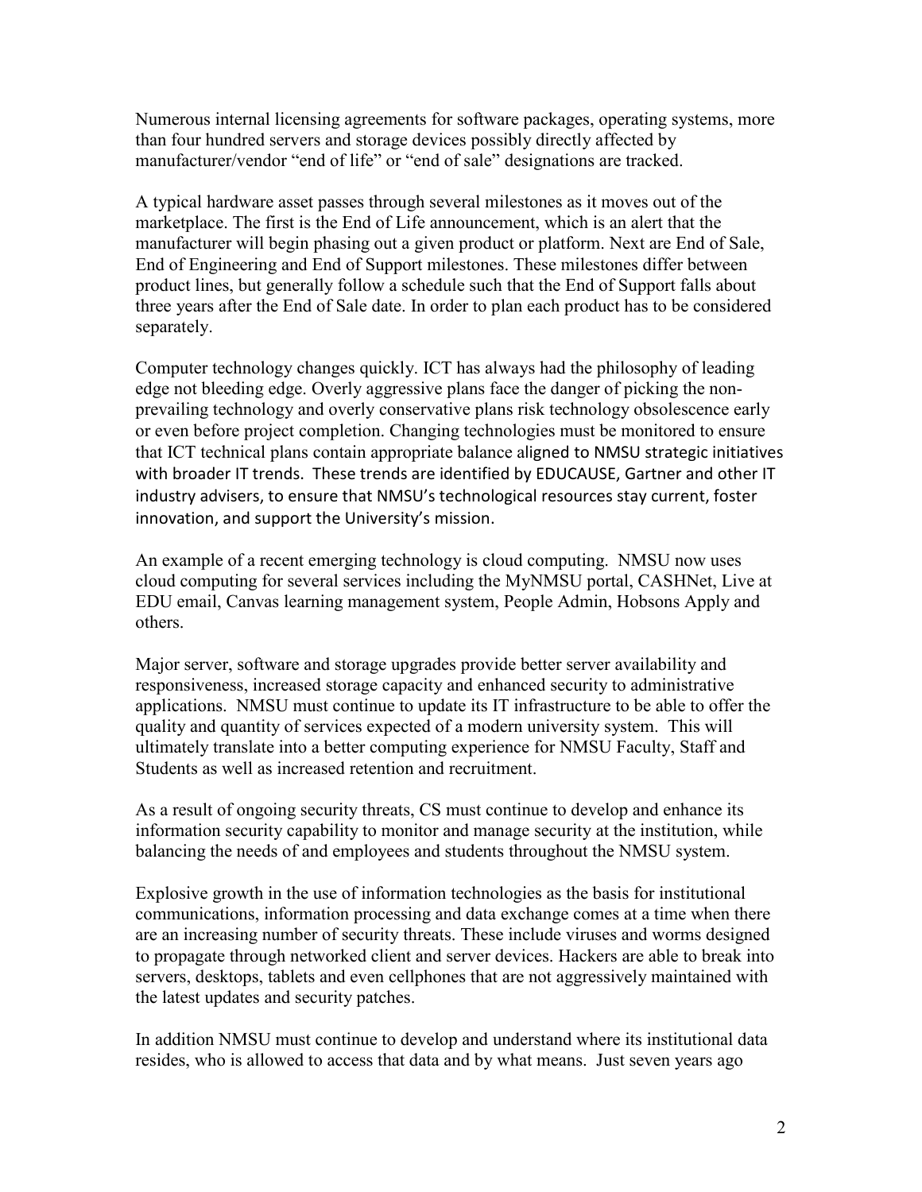Numerous internal licensing agreements for software packages, operating systems, more than four hundred servers and storage devices possibly directly affected by manufacturer/vendor "end of life" or "end of sale" designations are tracked.

A typical hardware asset passes through several milestones as it moves out of the marketplace. The first is the End of Life announcement, which is an alert that the manufacturer will begin phasing out a given product or platform. Next are End of Sale, End of Engineering and End of Support milestones. These milestones differ between product lines, but generally follow a schedule such that the End of Support falls about three years after the End of Sale date. In order to plan each product has to be considered separately.

Computer technology changes quickly. ICT has always had the philosophy of leading edge not bleeding edge. Overly aggressive plans face the danger of picking the non-prevailing technology and overly conservative plans risk technology obsolescence early or even before project completion. Changing technologies must be monitored to ensure that ICT technical plans contain appropriate balance aligned to NMSU strategic initiatives with broader IT trends. These trends are identified by EDUCAUSE, Gartner and other IT industry advisers, to ensure that NMSU's technological resources stay current, foster innovation, and support the University's mission.

An example of a recent emerging technology is cloud computing. NMSU now uses cloud computing for several services including the MyNMSU portal, CASHNet, Live at EDU email, Canvas learning management system, People Admin, Hobsons Apply and others.

Major server, software and storage upgrades provide better server availability and responsiveness, increased storage capacity and enhanced security to administrative applications. NMSU must continue to update its IT infrastructure to be able to offer the quality and quantity of services expected of a modern university system. This will ultimately translate into a better computing experience for NMSU Faculty, Staff and Students as well as increased retention and recruitment.

As a result of ongoing security threats, CS must continue to develop and enhance its information security capability to monitor and manage security at the institution, while balancing the needs of and employees and students throughout the NMSU system.

Explosive growth in the use of information technologies as the basis for institutional communications, information processing and data exchange comes at a time when there are an increasing number of security threats. These include viruses and worms designed to propagate through networked client and server devices. Hackers are able to break into servers, desktops, tablets and even cellphones that are not aggressively maintained with the latest updates and security patches.

In addition NMSU must continue to develop and understand where its institutional data resides, who is allowed to access that data and by what means. Just seven years ago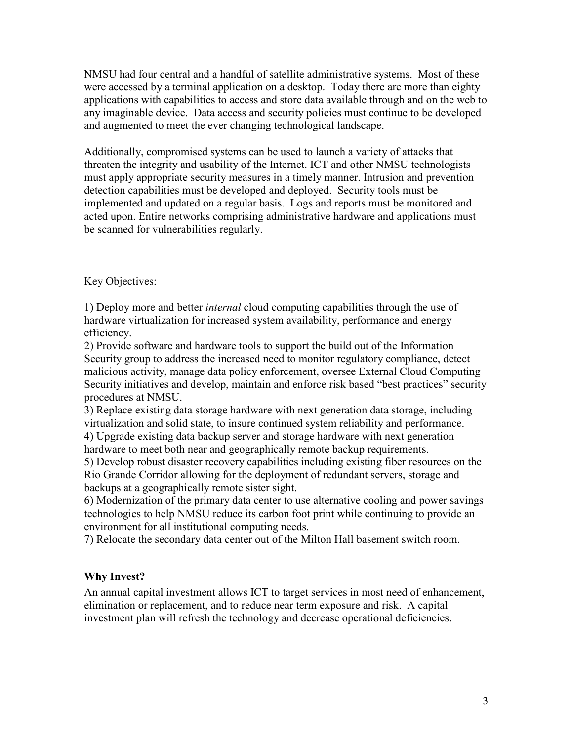NMSU had four central and a handful of satellite administrative systems. Most of these were accessed by a terminal application on a desktop. Today there are more than eighty applications with capabilities to access and store data available through and on the web to any imaginable device. Data access and security policies must continue to be developed and augmented to meet the ever changing technological landscape.

Additionally, compromised systems can be used to launch a variety of attacks that threaten the integrity and usability of the Internet. ICT and other NMSU technologists must apply appropriate security measures in a timely manner. Intrusion and prevention detection capabilities must be developed and deployed. Security tools must be implemented and updated on a regular basis. Logs and reports must be monitored and acted upon. Entire networks comprising administrative hardware and applications must be scanned for vulnerabilities regularly.

Key Objectives:

1) Deploy more and better *internal* cloud computing capabilities through the use of hardware virtualization for increased system availability, performance and energy efficiency.
2) Provide software and hardware tools to support the build out of the Information Security group to address the increased need to monitor regulatory compliance, detect malicious activity, manage data policy enforcement, oversee External Cloud Computing Security initiatives and develop, maintain and enforce risk based "best practices" security procedures at NMSU.
3) Replace existing data storage hardware with next generation data storage, including virtualization and solid state, to insure continued system reliability and performance.
4) Upgrade existing data backup server and storage hardware with next generation hardware to meet both near and geographically remote backup requirements.
5) Develop robust disaster recovery capabilities including existing fiber resources on the Rio Grande Corridor allowing for the deployment of redundant servers, storage and backups at a geographically remote sister sight.
6) Modernization of the primary data center to use alternative cooling and power savings technologies to help NMSU reduce its carbon foot print while continuing to provide an environment for all institutional computing needs.
7) Relocate the secondary data center out of the Milton Hall basement switch room.

**Why Invest?**

An annual capital investment allows ICT to target services in most need of enhancement, elimination or replacement, and to reduce near term exposure and risk. A capital investment plan will refresh the technology and decrease operational deficiencies.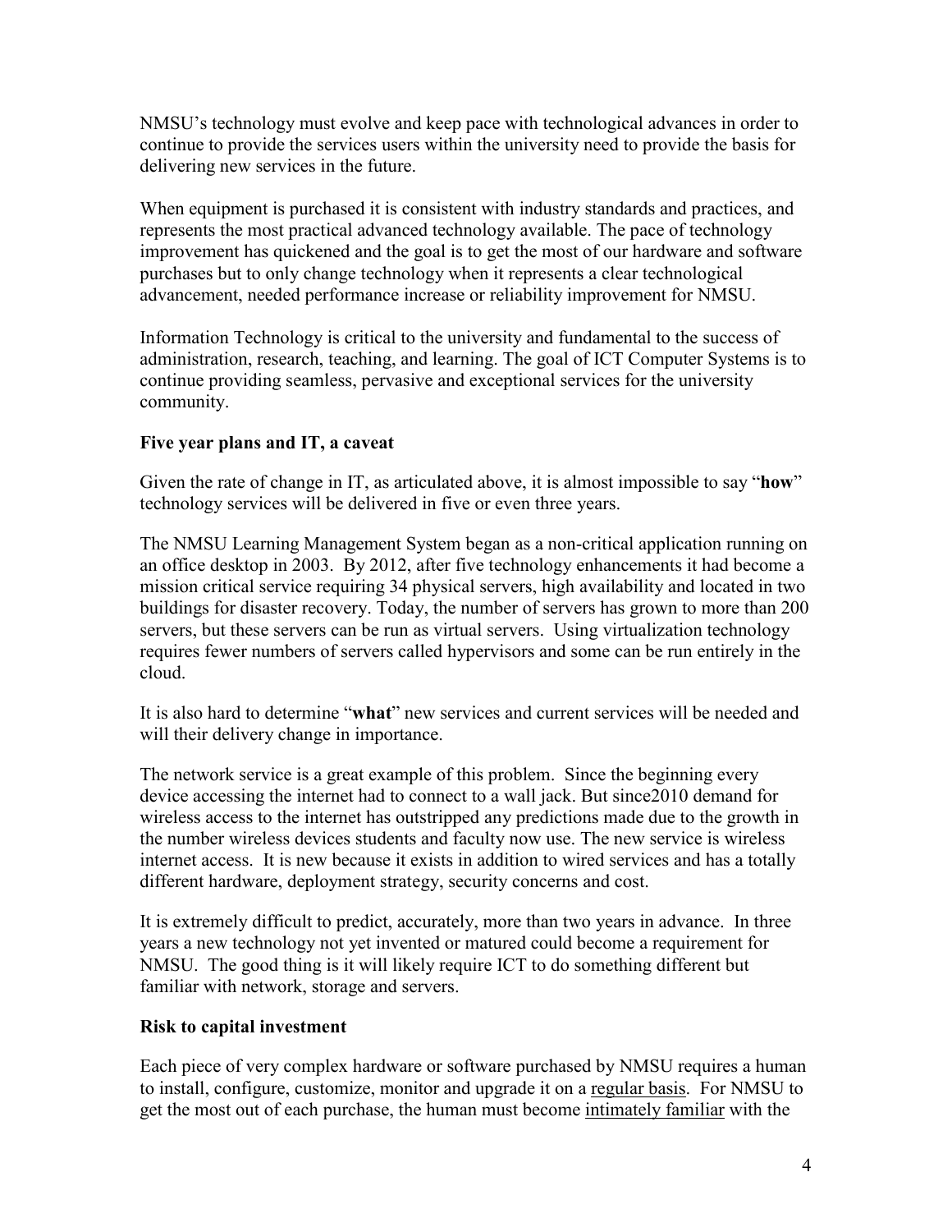NMSU's technology must evolve and keep pace with technological advances in order to continue to provide the services users within the university need to provide the basis for delivering new services in the future.

When equipment is purchased it is consistent with industry standards and practices, and represents the most practical advanced technology available. The pace of technology improvement has quickened and the goal is to get the most of our hardware and software purchases but to only change technology when it represents a clear technological advancement, needed performance increase or reliability improvement for NMSU.

Information Technology is critical to the university and fundamental to the success of administration, research, teaching, and learning. The goal of ICT Computer Systems is to continue providing seamless, pervasive and exceptional services for the university community.

**Five year plans and IT, a caveat**

Given the rate of change in IT, as articulated above, it is almost impossible to say "**how**" technology services will be delivered in five or even three years.

The NMSU Learning Management System began as a non-critical application running on an office desktop in 2003. By 2012, after five technology enhancements it had become a mission critical service requiring 34 physical servers, high availability and located in two buildings for disaster recovery. Today, the number of servers has grown to more than 200 servers, but these servers can be run as virtual servers. Using virtualization technology requires fewer numbers of servers called hypervisors and some can be run entirely in the cloud.

It is also hard to determine "**what**" new services and current services will be needed and will their delivery change in importance.

The network service is a great example of this problem. Since the beginning every device accessing the internet had to connect to a wall jack. But since2010 demand for wireless access to the internet has outstripped any predictions made due to the growth in the number wireless devices students and faculty now use. The new service is wireless internet access. It is new because it exists in addition to wired services and has a totally different hardware, deployment strategy, security concerns and cost.

It is extremely difficult to predict, accurately, more than two years in advance. In three years a new technology not yet invented or matured could become a requirement for NMSU. The good thing is it will likely require ICT to do something different but familiar with network, storage and servers.

**Risk to capital investment**

Each piece of very complex hardware or software purchased by NMSU requires a human to install, configure, customize, monitor and upgrade it on a <u>regular basis</u>. For NMSU to get the most out of each purchase, the human must become <u>intimately familiar</u> with the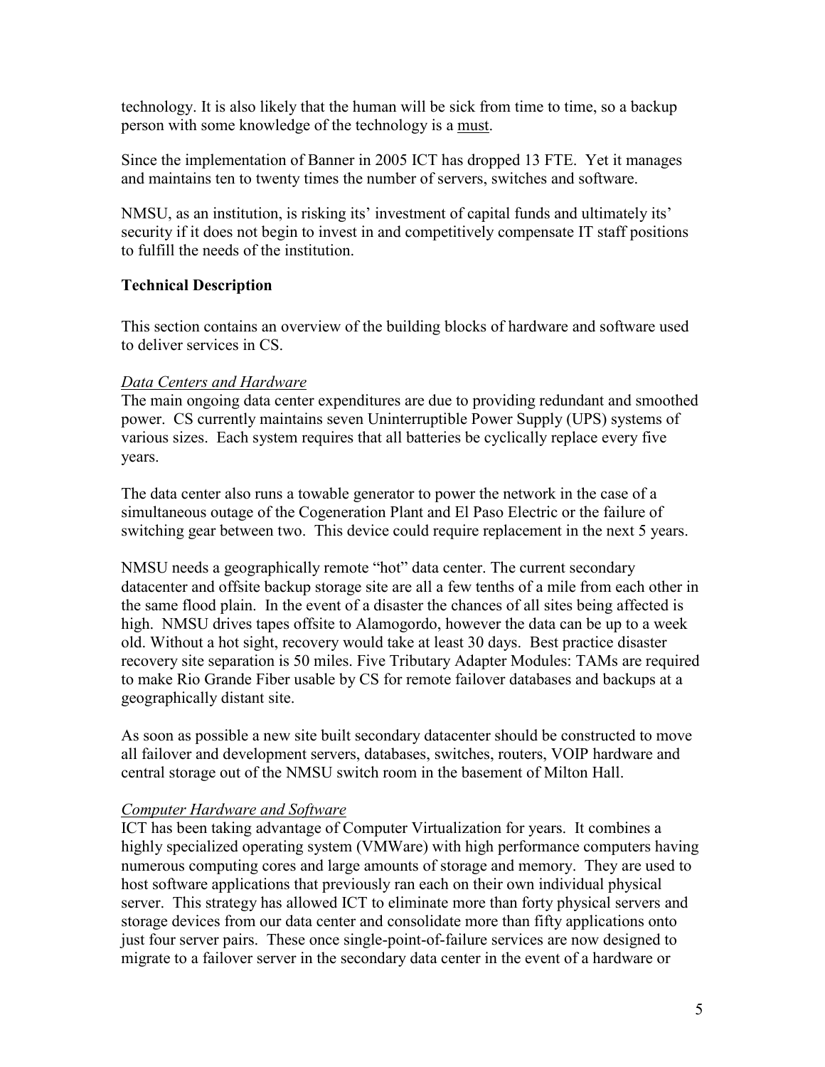technology. It is also likely that the human will be sick from time to time, so a backup person with some knowledge of the technology is a <u>must</u>.

Since the implementation of Banner in 2005 ICT has dropped 13 FTE. Yet it manages and maintains ten to twenty times the number of servers, switches and software.

NMSU, as an institution, is risking its' investment of capital funds and ultimately its' security if it does not begin to invest in and competitively compensate IT staff positions to fulfill the needs of the institution.

**Technical Description**

This section contains an overview of the building blocks of hardware and software used to deliver services in CS.

*<u>Data Centers and Hardware</u>*

The main ongoing data center expenditures are due to providing redundant and smoothed power. CS currently maintains seven Uninterruptible Power Supply (UPS) systems of various sizes. Each system requires that all batteries be cyclically replace every five years.

The data center also runs a towable generator to power the network in the case of a simultaneous outage of the Cogeneration Plant and El Paso Electric or the failure of switching gear between two. This device could require replacement in the next 5 years.

NMSU needs a geographically remote "hot" data center. The current secondary datacenter and offsite backup storage site are all a few tenths of a mile from each other in the same flood plain. In the event of a disaster the chances of all sites being affected is high. NMSU drives tapes offsite to Alamogordo, however the data can be up to a week old. Without a hot sight, recovery would take at least 30 days. Best practice disaster recovery site separation is 50 miles. Five Tributary Adapter Modules: TAMs are required to make Rio Grande Fiber usable by CS for remote failover databases and backups at a geographically distant site.

As soon as possible a new site built secondary datacenter should be constructed to move all failover and development servers, databases, switches, routers, VOIP hardware and central storage out of the NMSU switch room in the basement of Milton Hall.

*<u>Computer Hardware and Software</u>*

ICT has been taking advantage of Computer Virtualization for years. It combines a highly specialized operating system (VMWare) with high performance computers having numerous computing cores and large amounts of storage and memory. They are used to host software applications that previously ran each on their own individual physical server. This strategy has allowed ICT to eliminate more than forty physical servers and storage devices from our data center and consolidate more than fifty applications onto just four server pairs. These once single-point-of-failure services are now designed to migrate to a failover server in the secondary data center in the event of a hardware or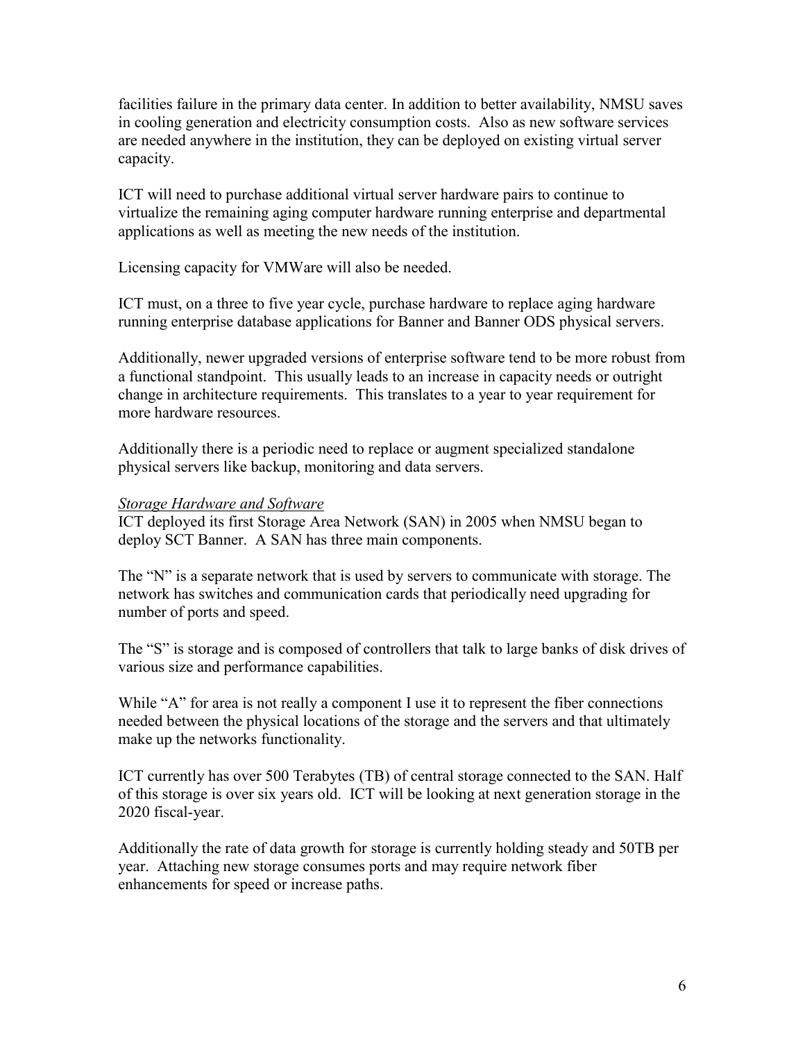facilities failure in the primary data center. In addition to better availability, NMSU saves in cooling generation and electricity consumption costs. Also as new software services are needed anywhere in the institution, they can be deployed on existing virtual server capacity.

ICT will need to purchase additional virtual server hardware pairs to continue to virtualize the remaining aging computer hardware running enterprise and departmental applications as well as meeting the new needs of the institution.

Licensing capacity for VMWare will also be needed.

ICT must, on a three to five year cycle, purchase hardware to replace aging hardware running enterprise database applications for Banner and Banner ODS physical servers.

Additionally, newer upgraded versions of enterprise software tend to be more robust from a functional standpoint. This usually leads to an increase in capacity needs or outright change in architecture requirements. This translates to a year to year requirement for more hardware resources.

Additionally there is a periodic need to replace or augment specialized standalone physical servers like backup, monitoring and data servers.

*Storage Hardware and Software*

ICT deployed its first Storage Area Network (SAN) in 2005 when NMSU began to deploy SCT Banner. A SAN has three main components.

The "N" is a separate network that is used by servers to communicate with storage. The network has switches and communication cards that periodically need upgrading for number of ports and speed.

The "S" is storage and is composed of controllers that talk to large banks of disk drives of various size and performance capabilities.

While "A" for area is not really a component I use it to represent the fiber connections needed between the physical locations of the storage and the servers and that ultimately make up the networks functionality.

ICT currently has over 500 Terabytes (TB) of central storage connected to the SAN. Half of this storage is over six years old. ICT will be looking at next generation storage in the 2020 fiscal-year.

Additionally the rate of data growth for storage is currently holding steady and 50TB per year. Attaching new storage consumes ports and may require network fiber enhancements for speed or increase paths.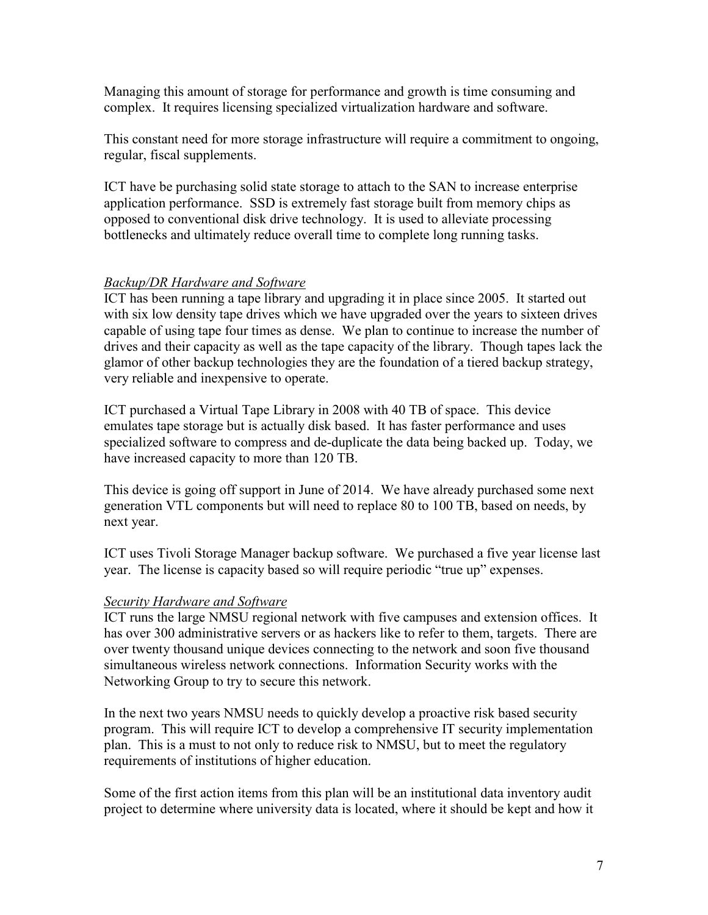Managing this amount of storage for performance and growth is time consuming and complex. It requires licensing specialized virtualization hardware and software.

This constant need for more storage infrastructure will require a commitment to ongoing, regular, fiscal supplements.

ICT have be purchasing solid state storage to attach to the SAN to increase enterprise application performance. SSD is extremely fast storage built from memory chips as opposed to conventional disk drive technology. It is used to alleviate processing bottlenecks and ultimately reduce overall time to complete long running tasks.

*Backup/DR Hardware and Software*

ICT has been running a tape library and upgrading it in place since 2005. It started out with six low density tape drives which we have upgraded over the years to sixteen drives capable of using tape four times as dense. We plan to continue to increase the number of drives and their capacity as well as the tape capacity of the library. Though tapes lack the glamor of other backup technologies they are the foundation of a tiered backup strategy, very reliable and inexpensive to operate.

ICT purchased a Virtual Tape Library in 2008 with 40 TB of space. This device emulates tape storage but is actually disk based. It has faster performance and uses specialized software to compress and de-duplicate the data being backed up. Today, we have increased capacity to more than 120 TB.

This device is going off support in June of 2014. We have already purchased some next generation VTL components but will need to replace 80 to 100 TB, based on needs, by next year.

ICT uses Tivoli Storage Manager backup software. We purchased a five year license last year. The license is capacity based so will require periodic "true up" expenses.

*Security Hardware and Software*

ICT runs the large NMSU regional network with five campuses and extension offices. It has over 300 administrative servers or as hackers like to refer to them, targets. There are over twenty thousand unique devices connecting to the network and soon five thousand simultaneous wireless network connections. Information Security works with the Networking Group to try to secure this network.

In the next two years NMSU needs to quickly develop a proactive risk based security program. This will require ICT to develop a comprehensive IT security implementation plan. This is a must to not only to reduce risk to NMSU, but to meet the regulatory requirements of institutions of higher education.

Some of the first action items from this plan will be an institutional data inventory audit project to determine where university data is located, where it should be kept and how it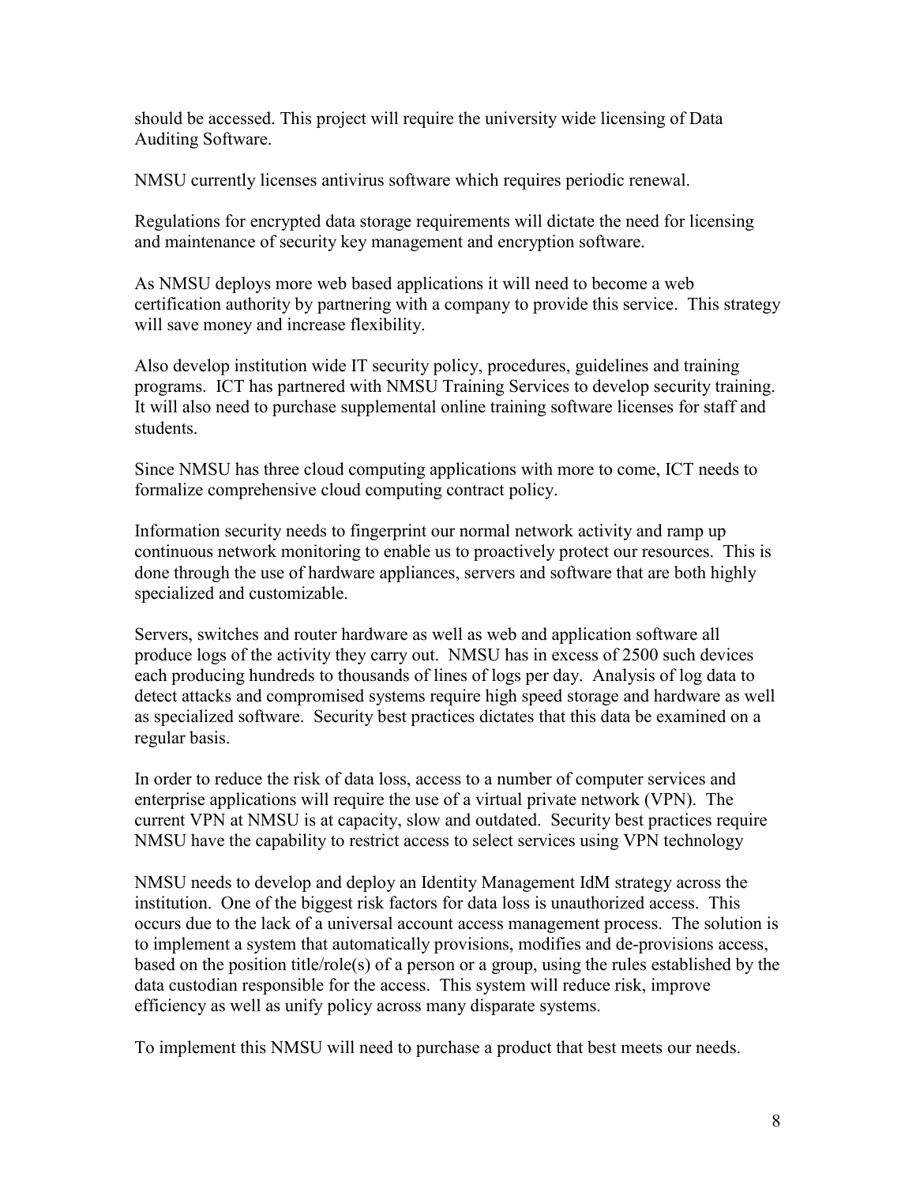should be accessed. This project will require the university wide licensing of Data Auditing Software.

NMSU currently licenses antivirus software which requires periodic renewal.

Regulations for encrypted data storage requirements will dictate the need for licensing and maintenance of security key management and encryption software.

As NMSU deploys more web based applications it will need to become a web certification authority by partnering with a company to provide this service. This strategy will save money and increase flexibility.

Also develop institution wide IT security policy, procedures, guidelines and training programs. ICT has partnered with NMSU Training Services to develop security training. It will also need to purchase supplemental online training software licenses for staff and students.

Since NMSU has three cloud computing applications with more to come, ICT needs to formalize comprehensive cloud computing contract policy.

Information security needs to fingerprint our normal network activity and ramp up continuous network monitoring to enable us to proactively protect our resources. This is done through the use of hardware appliances, servers and software that are both highly specialized and customizable.

Servers, switches and router hardware as well as web and application software all produce logs of the activity they carry out. NMSU has in excess of 2500 such devices each producing hundreds to thousands of lines of logs per day. Analysis of log data to detect attacks and compromised systems require high speed storage and hardware as well as specialized software. Security best practices dictates that this data be examined on a regular basis.

In order to reduce the risk of data loss, access to a number of computer services and enterprise applications will require the use of a virtual private network (VPN). The current VPN at NMSU is at capacity, slow and outdated. Security best practices require NMSU have the capability to restrict access to select services using VPN technology

NMSU needs to develop and deploy an Identity Management IdM strategy across the institution. One of the biggest risk factors for data loss is unauthorized access. This occurs due to the lack of a universal account access management process. The solution is to implement a system that automatically provisions, modifies and de-provisions access, based on the position title/role(s) of a person or a group, using the rules established by the data custodian responsible for the access. This system will reduce risk, improve efficiency as well as unify policy across many disparate systems.

To implement this NMSU will need to purchase a product that best meets our needs.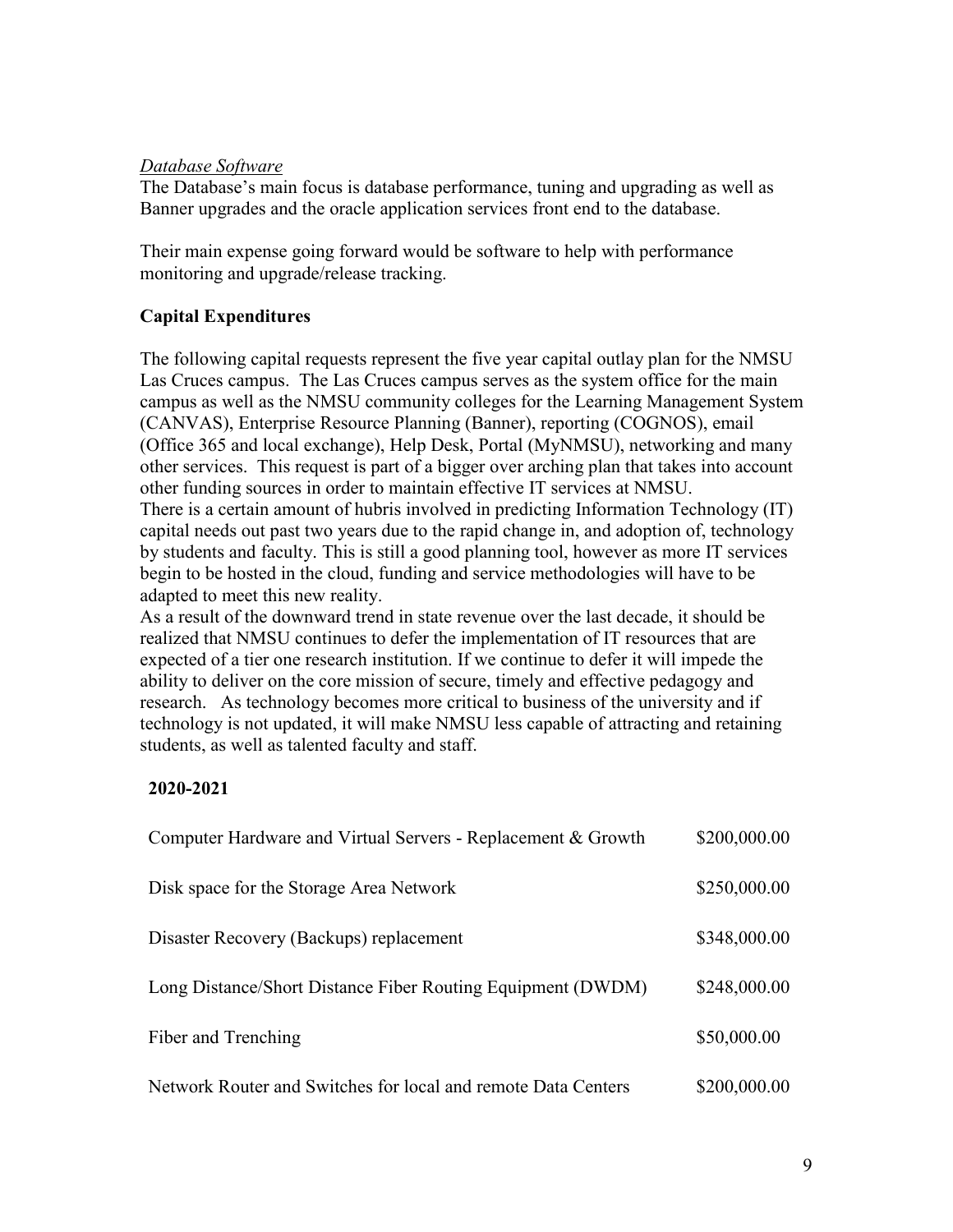*Database Software*

The Database's main focus is database performance, tuning and upgrading as well as Banner upgrades and the oracle application services front end to the database.

Their main expense going forward would be software to help with performance monitoring and upgrade/release tracking.

**Capital Expenditures**

The following capital requests represent the five year capital outlay plan for the NMSU Las Cruces campus. The Las Cruces campus serves as the system office for the main campus as well as the NMSU community colleges for the Learning Management System (CANVAS), Enterprise Resource Planning (Banner), reporting (COGNOS), email (Office 365 and local exchange), Help Desk, Portal (MyNMSU), networking and many other services. This request is part of a bigger over arching plan that takes into account other funding sources in order to maintain effective IT services at NMSU.

There is a certain amount of hubris involved in predicting Information Technology (IT) capital needs out past two years due to the rapid change in, and adoption of, technology by students and faculty. This is still a good planning tool, however as more IT services begin to be hosted in the cloud, funding and service methodologies will have to be adapted to meet this new reality.

As a result of the downward trend in state revenue over the last decade, it should be realized that NMSU continues to defer the implementation of IT resources that are expected of a tier one research institution. If we continue to defer it will impede the ability to deliver on the core mission of secure, timely and effective pedagogy and research. As technology becomes more critical to business of the university and if technology is not updated, it will make NMSU less capable of attracting and retaining students, as well as talented faculty and staff.

**2020-2021**

| | |
|---|---|
| Computer Hardware and Virtual Servers - Replacement & Growth | $200,000.00 |
| Disk space for the Storage Area Network | $250,000.00 |
| Disaster Recovery (Backups) replacement | $348,000.00 |
| Long Distance/Short Distance Fiber Routing Equipment (DWDM) | $248,000.00 |
| Fiber and Trenching | $50,000.00 |
| Network Router and Switches for local and remote Data Centers | $200,000.00 |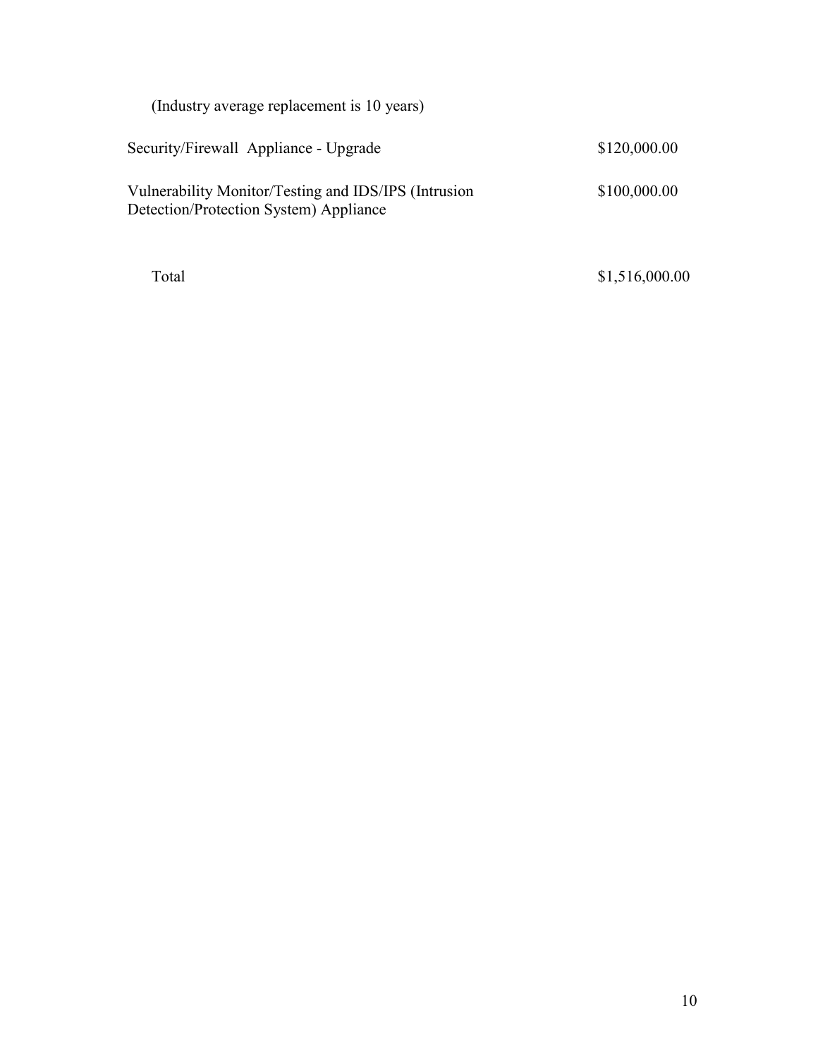(Industry average replacement is 10 years)

| | |
|---|---|
| Security/Firewall Appliance - Upgrade | $120,000.00 |
| Vulnerability Monitor/Testing and IDS/IPS (Intrusion Detection/Protection System) Appliance | $100,000.00 |
| Total | $1,516,000.00 |